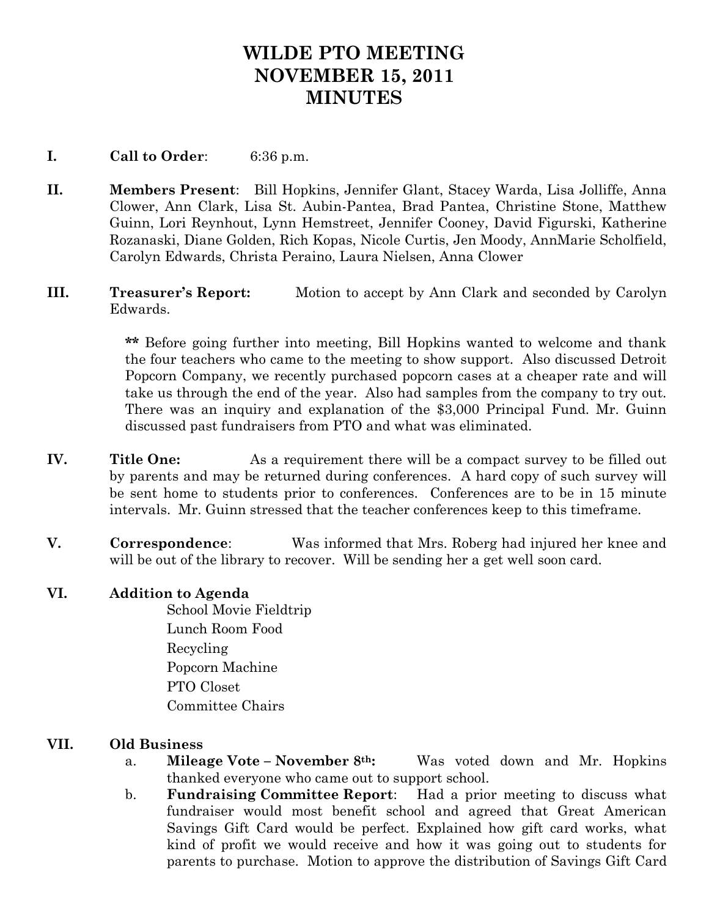# WILDE PTO MEETING
# NOVEMBER 15, 2011
# MINUTES

**I. Call to Order**: 6:36 p.m.

**II. Members Present**: Bill Hopkins, Jennifer Glant, Stacey Warda, Lisa Jolliffe, Anna Clower, Ann Clark, Lisa St. Aubin-Pantea, Brad Pantea, Christine Stone, Matthew Guinn, Lori Reynhout, Lynn Hemstreet, Jennifer Cooney, David Figurski, Katherine Rozanaski, Diane Golden, Rich Kopas, Nicole Curtis, Jen Moody, AnnMarie Scholfield, Carolyn Edwards, Christa Peraino, Laura Nielsen, Anna Clower

**III. Treasurer's Report:** Motion to accept by Ann Clark and seconded by Carolyn Edwards.

> **\*\*** Before going further into meeting, Bill Hopkins wanted to welcome and thank the four teachers who came to the meeting to show support. Also discussed Detroit Popcorn Company, we recently purchased popcorn cases at a cheaper rate and will take us through the end of the year. Also had samples from the company to try out. There was an inquiry and explanation of the $3,000 Principal Fund. Mr. Guinn discussed past fundraisers from PTO and what was eliminated.

**IV. Title One:** As a requirement there will be a compact survey to be filled out by parents and may be returned during conferences. A hard copy of such survey will be sent home to students prior to conferences. Conferences are to be in 15 minute intervals. Mr. Guinn stressed that the teacher conferences keep to this timeframe.

**V. Correspondence**: Was informed that Mrs. Roberg had injured her knee and will be out of the library to recover. Will be sending her a get well soon card.

**VI. Addition to Agenda**

- School Movie Fieldtrip
- Lunch Room Food
- Recycling
- Popcorn Machine
- PTO Closet
- Committee Chairs

**VII. Old Business**

a. **Mileage Vote – November 8th:** Was voted down and Mr. Hopkins thanked everyone who came out to support school.

b. **Fundraising Committee Report**: Had a prior meeting to discuss what fundraiser would most benefit school and agreed that Great American Savings Gift Card would be perfect. Explained how gift card works, what kind of profit we would receive and how it was going out to students for parents to purchase. Motion to approve the distribution of Savings Gift Card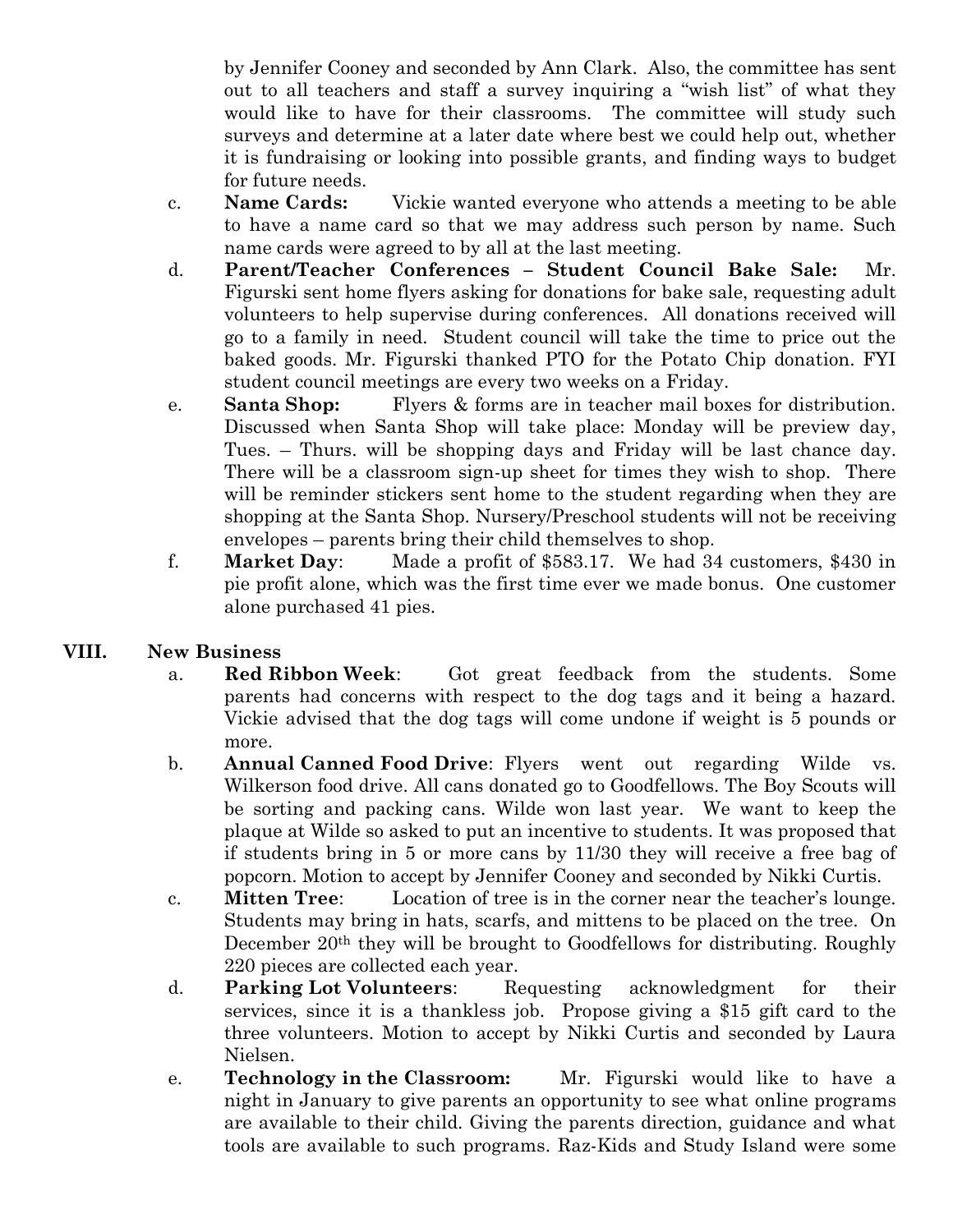by Jennifer Cooney and seconded by Ann Clark. Also, the committee has sent out to all teachers and staff a survey inquiring a "wish list" of what they would like to have for their classrooms. The committee will study such surveys and determine at a later date where best we could help out, whether it is fundraising or looking into possible grants, and finding ways to budget for future needs.

c. **Name Cards:** Vickie wanted everyone who attends a meeting to be able to have a name card so that we may address such person by name. Such name cards were agreed to by all at the last meeting.

d. **Parent/Teacher Conferences – Student Council Bake Sale:** Mr. Figurski sent home flyers asking for donations for bake sale, requesting adult volunteers to help supervise during conferences. All donations received will go to a family in need. Student council will take the time to price out the baked goods. Mr. Figurski thanked PTO for the Potato Chip donation. FYI student council meetings are every two weeks on a Friday.

e. **Santa Shop:** Flyers & forms are in teacher mail boxes for distribution. Discussed when Santa Shop will take place: Monday will be preview day, Tues. – Thurs. will be shopping days and Friday will be last chance day. There will be a classroom sign-up sheet for times they wish to shop. There will be reminder stickers sent home to the student regarding when they are shopping at the Santa Shop. Nursery/Preschool students will not be receiving envelopes – parents bring their child themselves to shop.

f. **Market Day**: Made a profit of $583.17. We had 34 customers, $430 in pie profit alone, which was the first time ever we made bonus. One customer alone purchased 41 pies.

## VIII. New Business

a. **Red Ribbon Week**: Got great feedback from the students. Some parents had concerns with respect to the dog tags and it being a hazard. Vickie advised that the dog tags will come undone if weight is 5 pounds or more.

b. **Annual Canned Food Drive**: Flyers went out regarding Wilde vs. Wilkerson food drive. All cans donated go to Goodfellows. The Boy Scouts will be sorting and packing cans. Wilde won last year. We want to keep the plaque at Wilde so asked to put an incentive to students. It was proposed that if students bring in 5 or more cans by 11/30 they will receive a free bag of popcorn. Motion to accept by Jennifer Cooney and seconded by Nikki Curtis.

c. **Mitten Tree**: Location of tree is in the corner near the teacher's lounge. Students may bring in hats, scarfs, and mittens to be placed on the tree. On December 20th they will be brought to Goodfellows for distributing. Roughly 220 pieces are collected each year.

d. **Parking Lot Volunteers**: Requesting acknowledgment for their services, since it is a thankless job. Propose giving a $15 gift card to the three volunteers. Motion to accept by Nikki Curtis and seconded by Laura Nielsen.

e. **Technology in the Classroom:** Mr. Figurski would like to have a night in January to give parents an opportunity to see what online programs are available to their child. Giving the parents direction, guidance and what tools are available to such programs. Raz-Kids and Study Island were some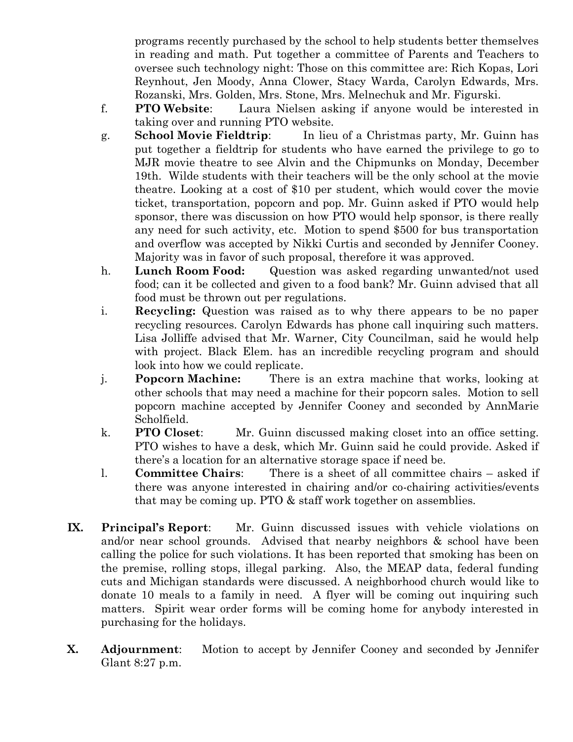programs recently purchased by the school to help students better themselves in reading and math. Put together a committee of Parents and Teachers to oversee such technology night: Those on this committee are: Rich Kopas, Lori Reynhout, Jen Moody, Anna Clower, Stacy Warda, Carolyn Edwards, Mrs. Rozanski, Mrs. Golden, Mrs. Stone, Mrs. Melnechuk and Mr. Figurski.

f. **PTO Website**: Laura Nielsen asking if anyone would be interested in taking over and running PTO website.

g. **School Movie Fieldtrip**: In lieu of a Christmas party, Mr. Guinn has put together a fieldtrip for students who have earned the privilege to go to MJR movie theatre to see Alvin and the Chipmunks on Monday, December 19th. Wilde students with their teachers will be the only school at the movie theatre. Looking at a cost of $10 per student, which would cover the movie ticket, transportation, popcorn and pop. Mr. Guinn asked if PTO would help sponsor, there was discussion on how PTO would help sponsor, is there really any need for such activity, etc. Motion to spend $500 for bus transportation and overflow was accepted by Nikki Curtis and seconded by Jennifer Cooney. Majority was in favor of such proposal, therefore it was approved.

h. **Lunch Room Food:** Question was asked regarding unwanted/not used food; can it be collected and given to a food bank? Mr. Guinn advised that all food must be thrown out per regulations.

i. **Recycling:** Question was raised as to why there appears to be no paper recycling resources. Carolyn Edwards has phone call inquiring such matters. Lisa Jolliffe advised that Mr. Warner, City Councilman, said he would help with project. Black Elem. has an incredible recycling program and should look into how we could replicate.

j. **Popcorn Machine:** There is an extra machine that works, looking at other schools that may need a machine for their popcorn sales. Motion to sell popcorn machine accepted by Jennifer Cooney and seconded by AnnMarie Scholfield.

k. **PTO Closet**: Mr. Guinn discussed making closet into an office setting. PTO wishes to have a desk, which Mr. Guinn said he could provide. Asked if there's a location for an alternative storage space if need be.

l. **Committee Chairs**: There is a sheet of all committee chairs – asked if there was anyone interested in chairing and/or co-chairing activities/events that may be coming up. PTO & staff work together on assemblies.

**IX. Principal's Report**: Mr. Guinn discussed issues with vehicle violations on and/or near school grounds. Advised that nearby neighbors & school have been calling the police for such violations. It has been reported that smoking has been on the premise, rolling stops, illegal parking. Also, the MEAP data, federal funding cuts and Michigan standards were discussed. A neighborhood church would like to donate 10 meals to a family in need. A flyer will be coming out inquiring such matters. Spirit wear order forms will be coming home for anybody interested in purchasing for the holidays.

**X. Adjournment**: Motion to accept by Jennifer Cooney and seconded by Jennifer Glant 8:27 p.m.